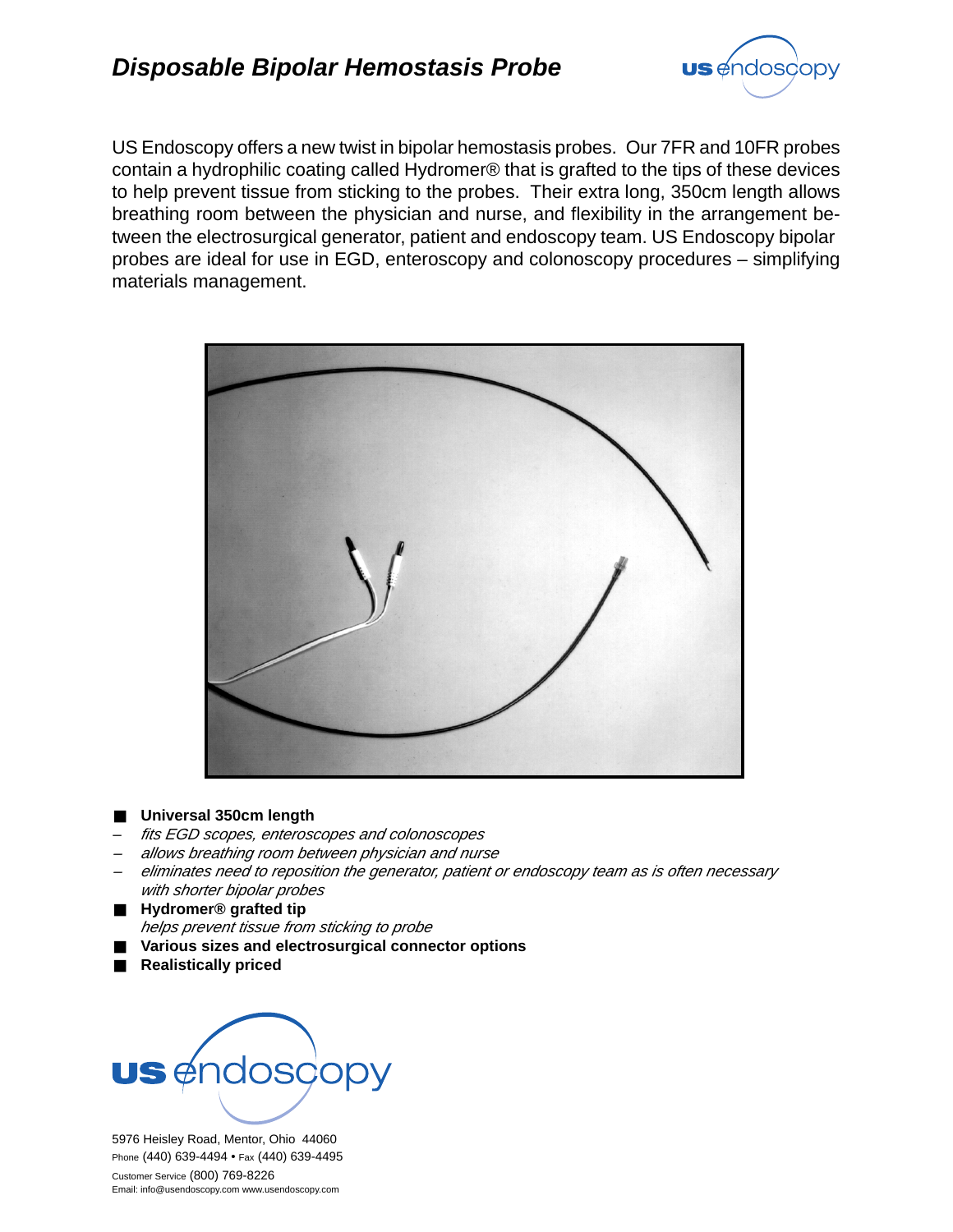# *Disposable Bipolar Hemostasis Probe*

US Endoscopy offers a new twist in bipolar hemostasis probes. Our 7FR and 10FR probes contain a hydrophilic coating called Hydromer® that is grafted to the tips of these devices to help prevent tissue from sticking to the probes. Their extra long, 350cm length allows breathing room between the physician and nurse, and flexibility in the arrangement between the electrosurgical generator, patient and endoscopy team. US Endoscopy bipolar probes are ideal for use in EGD, enteroscopy and colonoscopy procedures – simplifying materials management.

- **Universal 350cm length**
  - *fits EGD scopes, enteroscopes and colonoscopes*
  - *allows breathing room between physician and nurse*
  - *eliminates need to reposition the generator, patient or endoscopy team as is often necessary with shorter bipolar probes*
- **Hydromer® grafted tip**
  *helps prevent tissue from sticking to probe*
- **Various sizes and electrosurgical connector options**
- **Realistically priced**

us endoscopy

5976 Heisley Road, Mentor, Ohio 44060
Phone (440) 639-4494 • Fax (440) 639-4495
Customer Service (800) 769-8226
Email: info@usendoscopy.com www.usendoscopy.com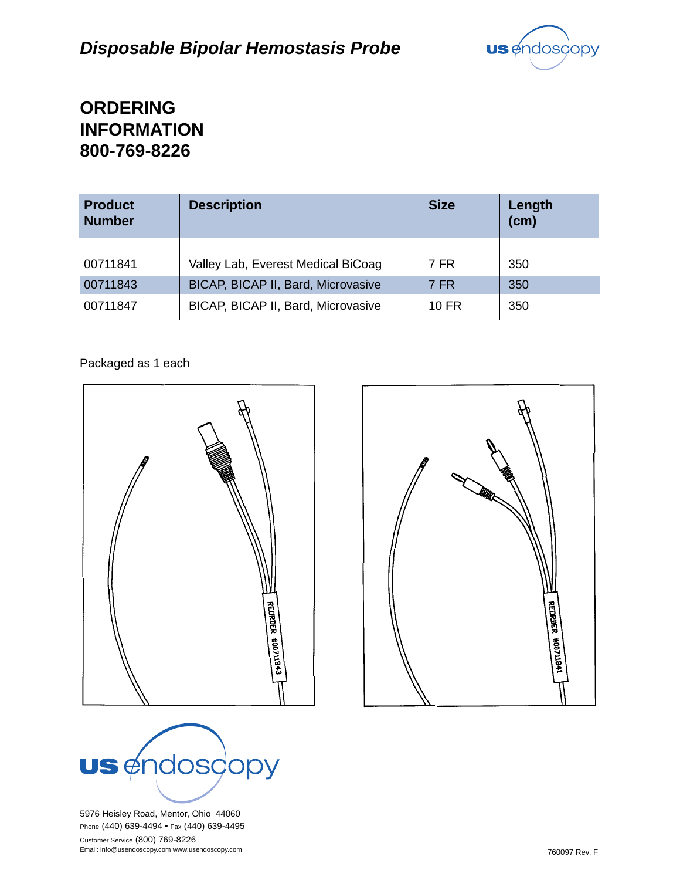# *Disposable Bipolar Hemostasis Probe*

## ORDERING INFORMATION 800-769-8226

| Product Number | Description | Size | Length (cm) |
|---|---|---|---|
| 00711841 | Valley Lab, Everest Medical BiCoag | 7 FR | 350 |
| 00711843 | BICAP, BICAP II, Bard, Microvasive | 7 FR | 350 |
| 00711847 | BICAP, BICAP II, Bard, Microvasive | 10 FR | 350 |

Packaged as 1 each

REORDER #00711843

REORDER #00711841

5976 Heisley Road, Mentor, Ohio 44060
Phone (440) 639-4494 • Fax (440) 639-4495
Customer Service (800) 769-8226
Email: info@usendoscopy.com www.usendoscopy.com

760097 Rev. F